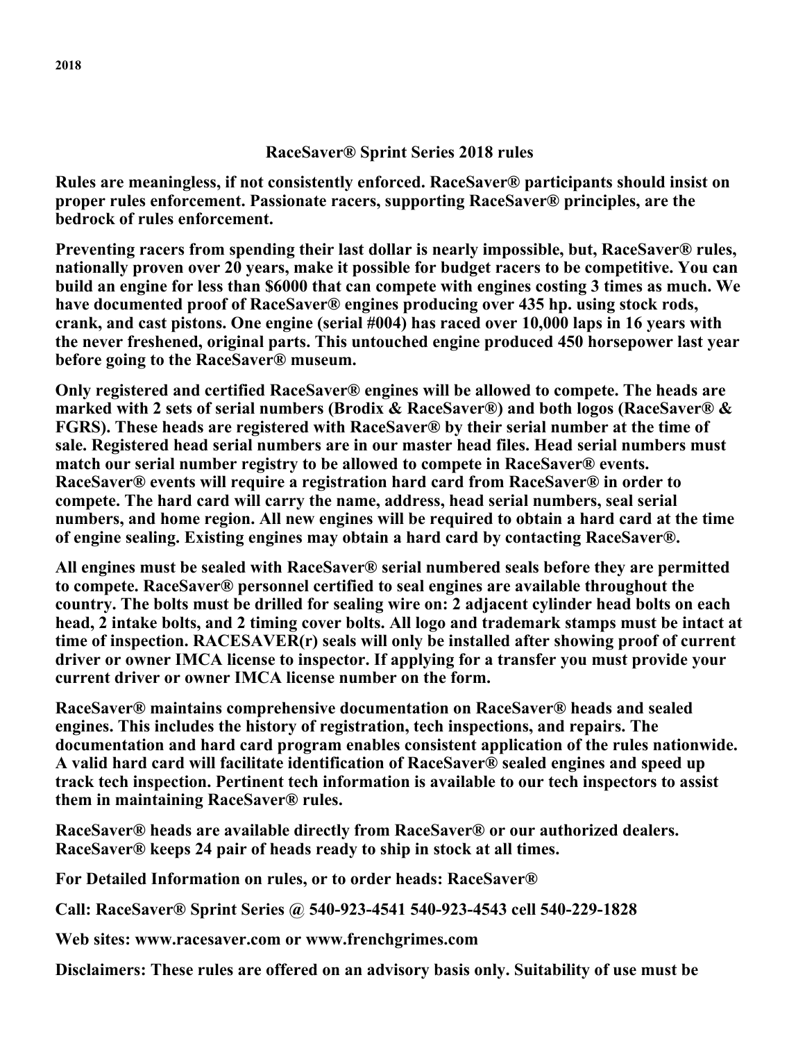# RaceSaver® Sprint Series 2018 rules

**Rules are meaningless, if not consistently enforced. RaceSaver® participants should insist on proper rules enforcement. Passionate racers, supporting RaceSaver® principles, are the bedrock of rules enforcement.**

**Preventing racers from spending their last dollar is nearly impossible, but, RaceSaver® rules, nationally proven over 20 years, make it possible for budget racers to be competitive. You can build an engine for less than $6000 that can compete with engines costing 3 times as much. We have documented proof of RaceSaver® engines producing over 435 hp. using stock rods, crank, and cast pistons. One engine (serial #004) has raced over 10,000 laps in 16 years with the never freshened, original parts. This untouched engine produced 450 horsepower last year before going to the RaceSaver® museum.**

**Only registered and certified RaceSaver® engines will be allowed to compete. The heads are marked with 2 sets of serial numbers (Brodix & RaceSaver®) and both logos (RaceSaver® & FGRS). These heads are registered with RaceSaver® by their serial number at the time of sale. Registered head serial numbers are in our master head files. Head serial numbers must match our serial number registry to be allowed to compete in RaceSaver® events. RaceSaver® events will require a registration hard card from RaceSaver® in order to compete. The hard card will carry the name, address, head serial numbers, seal serial numbers, and home region. All new engines will be required to obtain a hard card at the time of engine sealing. Existing engines may obtain a hard card by contacting RaceSaver®.**

**All engines must be sealed with RaceSaver® serial numbered seals before they are permitted to compete. RaceSaver® personnel certified to seal engines are available throughout the country. The bolts must be drilled for sealing wire on: 2 adjacent cylinder head bolts on each head, 2 intake bolts, and 2 timing cover bolts. All logo and trademark stamps must be intact at time of inspection. RACESAVER(r) seals will only be installed after showing proof of current driver or owner IMCA license to inspector. If applying for a transfer you must provide your current driver or owner IMCA license number on the form.**

**RaceSaver® maintains comprehensive documentation on RaceSaver® heads and sealed engines. This includes the history of registration, tech inspections, and repairs. The documentation and hard card program enables consistent application of the rules nationwide. A valid hard card will facilitate identification of RaceSaver® sealed engines and speed up track tech inspection. Pertinent tech information is available to our tech inspectors to assist them in maintaining RaceSaver® rules.**

**RaceSaver® heads are available directly from RaceSaver® or our authorized dealers. RaceSaver® keeps 24 pair of heads ready to ship in stock at all times.**

**For Detailed Information on rules, or to order heads: RaceSaver®**

**Call: RaceSaver® Sprint Series @ 540-923-4541 540-923-4543 cell 540-229-1828**

**Web sites: www.racesaver.com or www.frenchgrimes.com**

**Disclaimers: These rules are offered on an advisory basis only. Suitability of use must be**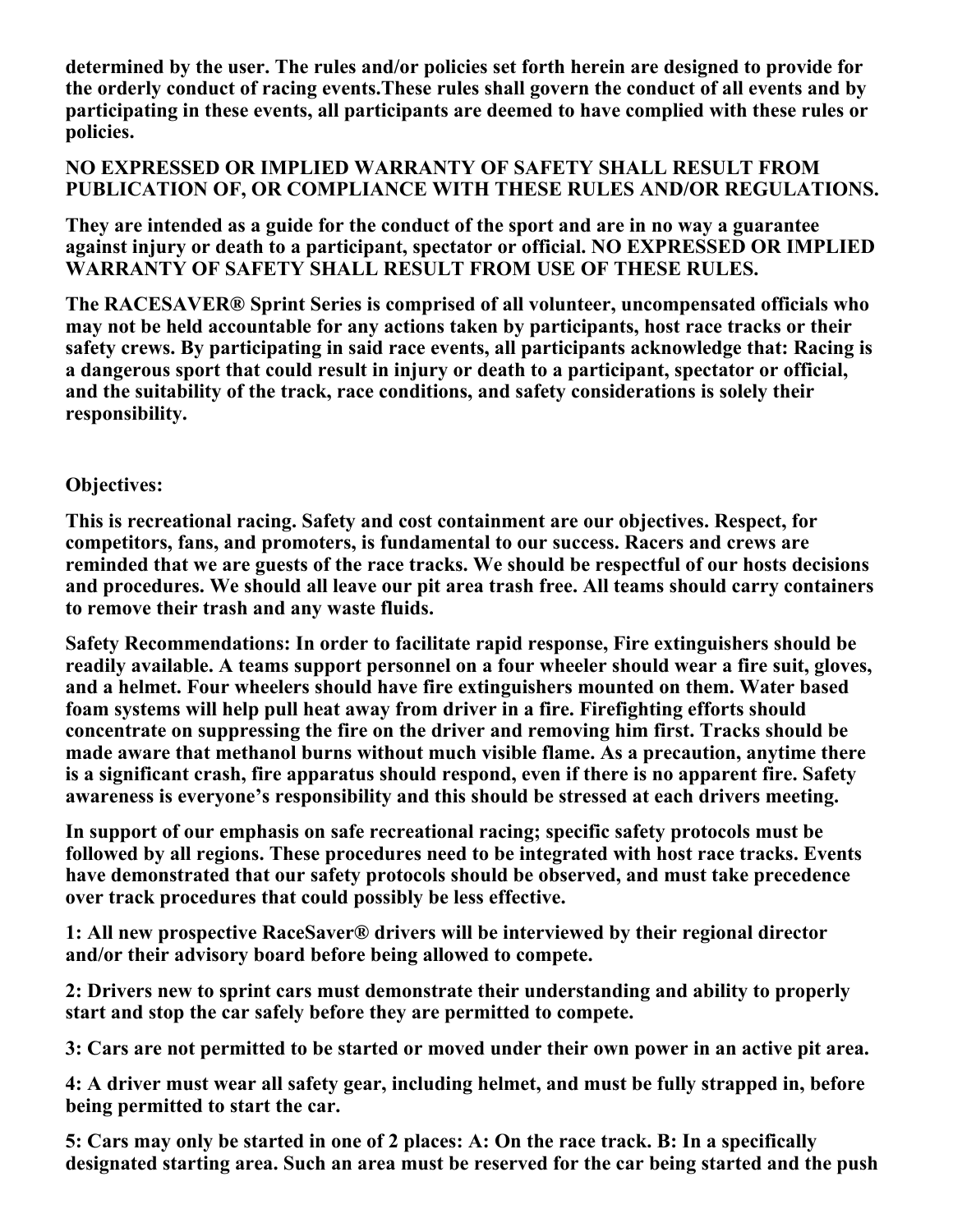**determined by the user. The rules and/or policies set forth herein are designed to provide for the orderly conduct of racing events.These rules shall govern the conduct of all events and by participating in these events, all participants are deemed to have complied with these rules or policies.**

**NO EXPRESSED OR IMPLIED WARRANTY OF SAFETY SHALL RESULT FROM PUBLICATION OF, OR COMPLIANCE WITH THESE RULES AND/OR REGULATIONS.**

**They are intended as a guide for the conduct of the sport and are in no way a guarantee against injury or death to a participant, spectator or official. NO EXPRESSED OR IMPLIED WARRANTY OF SAFETY SHALL RESULT FROM USE OF THESE RULES.**

**The RACESAVER® Sprint Series is comprised of all volunteer, uncompensated officials who may not be held accountable for any actions taken by participants, host race tracks or their safety crews. By participating in said race events, all participants acknowledge that: Racing is a dangerous sport that could result in injury or death to a participant, spectator or official, and the suitability of the track, race conditions, and safety considerations is solely their responsibility.**

**Objectives:**

**This is recreational racing. Safety and cost containment are our objectives. Respect, for competitors, fans, and promoters, is fundamental to our success. Racers and crews are reminded that we are guests of the race tracks. We should be respectful of our hosts decisions and procedures. We should all leave our pit area trash free. All teams should carry containers to remove their trash and any waste fluids.**

**Safety Recommendations: In order to facilitate rapid response, Fire extinguishers should be readily available. A teams support personnel on a four wheeler should wear a fire suit, gloves, and a helmet. Four wheelers should have fire extinguishers mounted on them. Water based foam systems will help pull heat away from driver in a fire. Firefighting efforts should concentrate on suppressing the fire on the driver and removing him first. Tracks should be made aware that methanol burns without much visible flame. As a precaution, anytime there is a significant crash, fire apparatus should respond, even if there is no apparent fire. Safety awareness is everyone's responsibility and this should be stressed at each drivers meeting.**

**In support of our emphasis on safe recreational racing; specific safety protocols must be followed by all regions. These procedures need to be integrated with host race tracks. Events have demonstrated that our safety protocols should be observed, and must take precedence over track procedures that could possibly be less effective.**

**1: All new prospective RaceSaver® drivers will be interviewed by their regional director and/or their advisory board before being allowed to compete.**

**2: Drivers new to sprint cars must demonstrate their understanding and ability to properly start and stop the car safely before they are permitted to compete.**

**3: Cars are not permitted to be started or moved under their own power in an active pit area.**

**4: A driver must wear all safety gear, including helmet, and must be fully strapped in, before being permitted to start the car.**

**5: Cars may only be started in one of 2 places: A: On the race track. B: In a specifically designated starting area. Such an area must be reserved for the car being started and the push**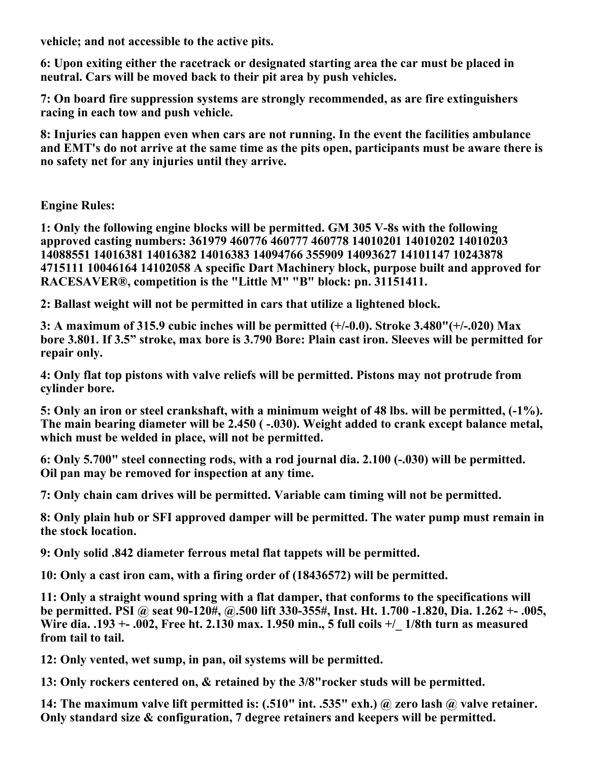**vehicle; and not accessible to the active pits.**

**6: Upon exiting either the racetrack or designated starting area the car must be placed in neutral. Cars will be moved back to their pit area by push vehicles.**

**7: On board fire suppression systems are strongly recommended, as are fire extinguishers racing in each tow and push vehicle.**

**8: Injuries can happen even when cars are not running. In the event the facilities ambulance and EMT's do not arrive at the same time as the pits open, participants must be aware there is no safety net for any injuries until they arrive.**

**Engine Rules:**

**1: Only the following engine blocks will be permitted. GM 305 V-8s with the following approved casting numbers: 361979 460776 460777 460778 14010201 14010202 14010203 14088551 14016381 14016382 14016383 14094766 355909 14093627 14101147 10243878 4715111 10046164 14102058 A specific Dart Machinery block, purpose built and approved for RACESAVER®, competition is the "Little M" "B" block: pn. 31151411.**

**2: Ballast weight will not be permitted in cars that utilize a lightened block.**

**3: A maximum of 315.9 cubic inches will be permitted (+/-0.0). Stroke 3.480"(+/-.020) Max bore 3.801. If 3.5" stroke, max bore is 3.790 Bore: Plain cast iron. Sleeves will be permitted for repair only.**

**4: Only flat top pistons with valve reliefs will be permitted. Pistons may not protrude from cylinder bore.**

**5: Only an iron or steel crankshaft, with a minimum weight of 48 lbs. will be permitted, (-1%). The main bearing diameter will be 2.450 ( -.030). Weight added to crank except balance metal, which must be welded in place, will not be permitted.**

**6: Only 5.700" steel connecting rods, with a rod journal dia. 2.100 (-.030) will be permitted. Oil pan may be removed for inspection at any time.**

**7: Only chain cam drives will be permitted. Variable cam timing will not be permitted.**

**8: Only plain hub or SFI approved damper will be permitted. The water pump must remain in the stock location.**

**9: Only solid .842 diameter ferrous metal flat tappets will be permitted.**

**10: Only a cast iron cam, with a firing order of (18436572) will be permitted.**

**11: Only a straight wound spring with a flat damper, that conforms to the specifications will be permitted. PSI @ seat 90-120#, @.500 lift 330-355#, Inst. Ht. 1.700 -1.820, Dia. 1.262 +- .005, Wire dia. .193 +- .002, Free ht. 2.130 max. 1.950 min., 5 full coils +/_ 1/8th turn as measured from tail to tail.**

**12: Only vented, wet sump, in pan, oil systems will be permitted.**

**13: Only rockers centered on, & retained by the 3/8"rocker studs will be permitted.**

**14: The maximum valve lift permitted is: (.510" int. .535" exh.) @ zero lash @ valve retainer. Only standard size & configuration, 7 degree retainers and keepers will be permitted.**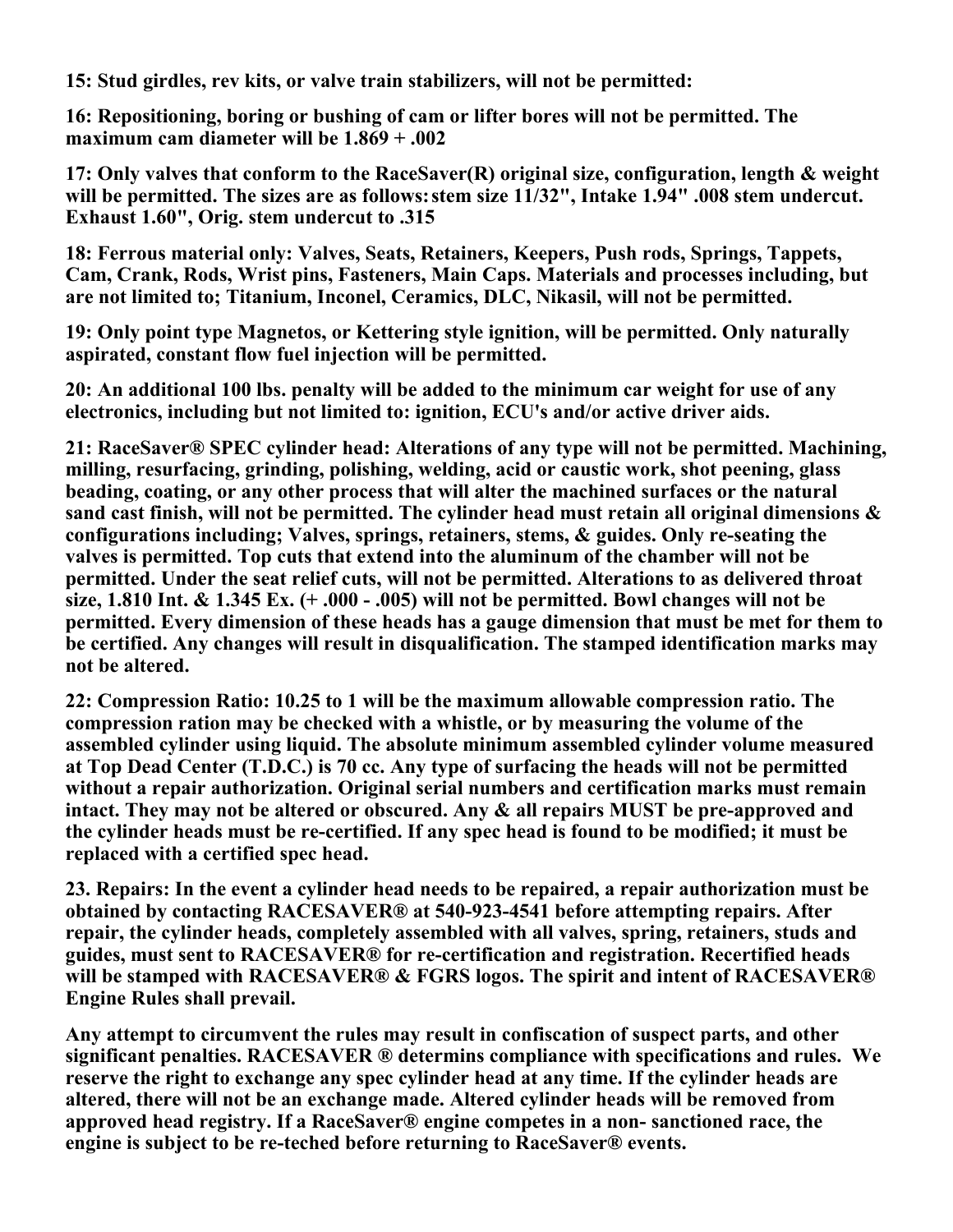**15: Stud girdles, rev kits, or valve train stabilizers, will not be permitted:**

**16: Repositioning, boring or bushing of cam or lifter bores will not be permitted. The maximum cam diameter will be 1.869 + .002**

**17: Only valves that conform to the RaceSaver(R) original size, configuration, length & weight will be permitted. The sizes are as follows: stem size 11/32", Intake 1.94" .008 stem undercut. Exhaust 1.60", Orig. stem undercut to .315**

**18: Ferrous material only: Valves, Seats, Retainers, Keepers, Push rods, Springs, Tappets, Cam, Crank, Rods, Wrist pins, Fasteners, Main Caps. Materials and processes including, but are not limited to; Titanium, Inconel, Ceramics, DLC, Nikasil, will not be permitted.**

**19: Only point type Magnetos, or Kettering style ignition, will be permitted. Only naturally aspirated, constant flow fuel injection will be permitted.**

**20: An additional 100 lbs. penalty will be added to the minimum car weight for use of any electronics, including but not limited to: ignition, ECU's and/or active driver aids.**

**21: RaceSaver® SPEC cylinder head: Alterations of any type will not be permitted. Machining, milling, resurfacing, grinding, polishing, welding, acid or caustic work, shot peening, glass beading, coating, or any other process that will alter the machined surfaces or the natural sand cast finish, will not be permitted. The cylinder head must retain all original dimensions & configurations including; Valves, springs, retainers, stems, & guides. Only re-seating the valves is permitted. Top cuts that extend into the aluminum of the chamber will not be permitted. Under the seat relief cuts, will not be permitted. Alterations to as delivered throat size, 1.810 Int. & 1.345 Ex. (+ .000 - .005) will not be permitted. Bowl changes will not be permitted. Every dimension of these heads has a gauge dimension that must be met for them to be certified. Any changes will result in disqualification. The stamped identification marks may not be altered.**

**22: Compression Ratio: 10.25 to 1 will be the maximum allowable compression ratio. The compression ration may be checked with a whistle, or by measuring the volume of the assembled cylinder using liquid. The absolute minimum assembled cylinder volume measured at Top Dead Center (T.D.C.) is 70 cc. Any type of surfacing the heads will not be permitted without a repair authorization. Original serial numbers and certification marks must remain intact. They may not be altered or obscured. Any & all repairs MUST be pre-approved and the cylinder heads must be re-certified. If any spec head is found to be modified; it must be replaced with a certified spec head.**

**23. Repairs: In the event a cylinder head needs to be repaired, a repair authorization must be obtained by contacting RACESAVER® at 540-923-4541 before attempting repairs. After repair, the cylinder heads, completely assembled with all valves, spring, retainers, studs and guides, must sent to RACESAVER® for re-certification and registration. Recertified heads will be stamped with RACESAVER® & FGRS logos. The spirit and intent of RACESAVER® Engine Rules shall prevail.**

**Any attempt to circumvent the rules may result in confiscation of suspect parts, and other significant penalties. RACESAVER ® determins compliance with specifications and rules. We reserve the right to exchange any spec cylinder head at any time. If the cylinder heads are altered, there will not be an exchange made. Altered cylinder heads will be removed from approved head registry. If a RaceSaver® engine competes in a non- sanctioned race, the engine is subject to be re-teched before returning to RaceSaver® events.**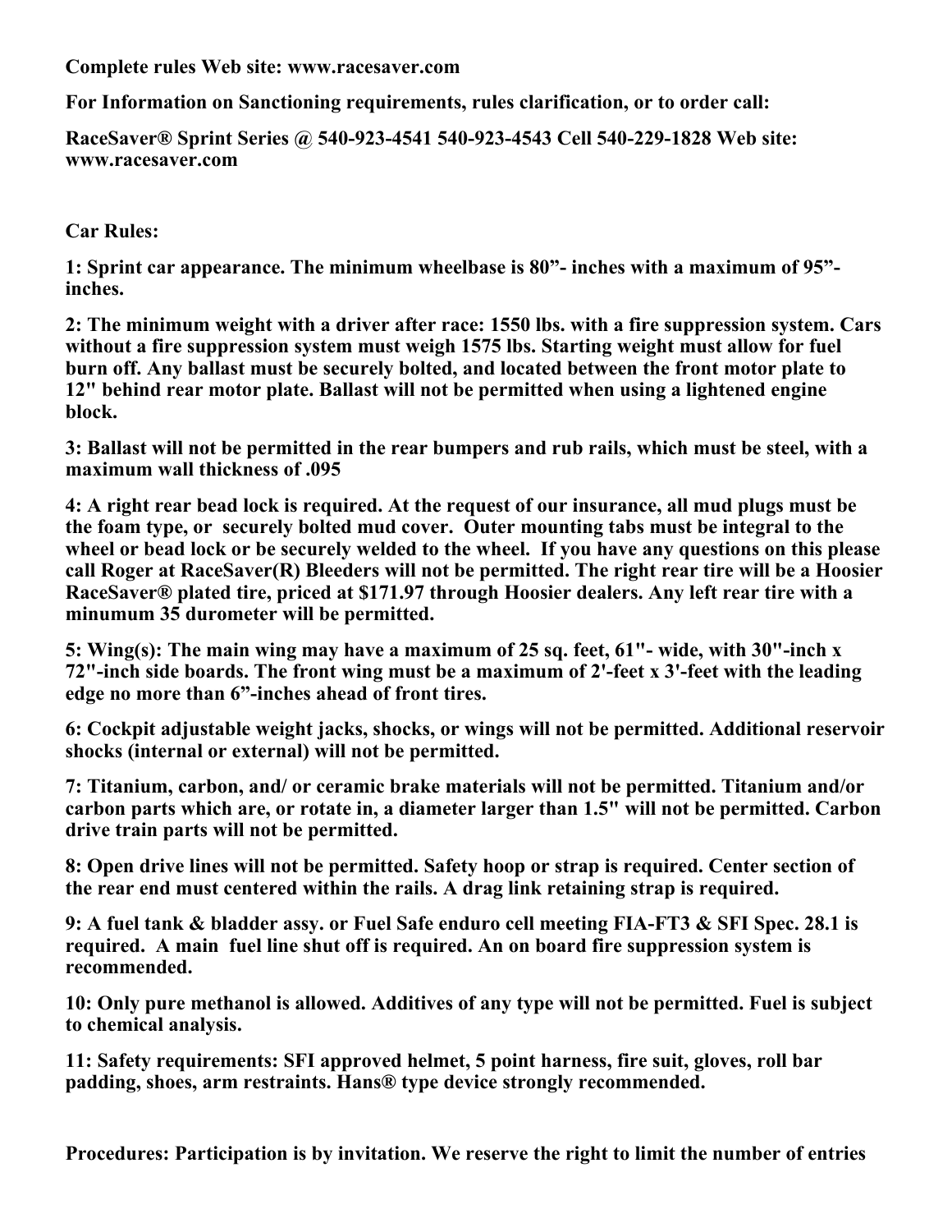**Complete rules Web site: www.racesaver.com**

**For Information on Sanctioning requirements, rules clarification, or to order call:**

**RaceSaver® Sprint Series @ 540-923-4541 540-923-4543 Cell 540-229-1828 Web site: www.racesaver.com**

**Car Rules:**

**1: Sprint car appearance. The minimum wheelbase is 80"- inches with a maximum of 95"- inches.**

**2: The minimum weight with a driver after race: 1550 lbs. with a fire suppression system. Cars without a fire suppression system must weigh 1575 lbs. Starting weight must allow for fuel burn off. Any ballast must be securely bolted, and located between the front motor plate to 12" behind rear motor plate. Ballast will not be permitted when using a lightened engine block.**

**3: Ballast will not be permitted in the rear bumpers and rub rails, which must be steel, with a maximum wall thickness of .095**

**4: A right rear bead lock is required. At the request of our insurance, all mud plugs must be the foam type, or securely bolted mud cover. Outer mounting tabs must be integral to the wheel or bead lock or be securely welded to the wheel. If you have any questions on this please call Roger at RaceSaver(R) Bleeders will not be permitted. The right rear tire will be a Hoosier RaceSaver® plated tire, priced at $171.97 through Hoosier dealers. Any left rear tire with a minumum 35 durometer will be permitted.**

**5: Wing(s): The main wing may have a maximum of 25 sq. feet, 61"- wide, with 30"-inch x 72"-inch side boards. The front wing must be a maximum of 2'-feet x 3'-feet with the leading edge no more than 6"-inches ahead of front tires.**

**6: Cockpit adjustable weight jacks, shocks, or wings will not be permitted. Additional reservoir shocks (internal or external) will not be permitted.**

**7: Titanium, carbon, and/ or ceramic brake materials will not be permitted. Titanium and/or carbon parts which are, or rotate in, a diameter larger than 1.5" will not be permitted. Carbon drive train parts will not be permitted.**

**8: Open drive lines will not be permitted. Safety hoop or strap is required. Center section of the rear end must centered within the rails. A drag link retaining strap is required.**

**9: A fuel tank & bladder assy. or Fuel Safe enduro cell meeting FIA-FT3 & SFI Spec. 28.1 is required. A main fuel line shut off is required. An on board fire suppression system is recommended.**

**10: Only pure methanol is allowed. Additives of any type will not be permitted. Fuel is subject to chemical analysis.**

**11: Safety requirements: SFI approved helmet, 5 point harness, fire suit, gloves, roll bar padding, shoes, arm restraints. Hans® type device strongly recommended.**

**Procedures: Participation is by invitation. We reserve the right to limit the number of entries**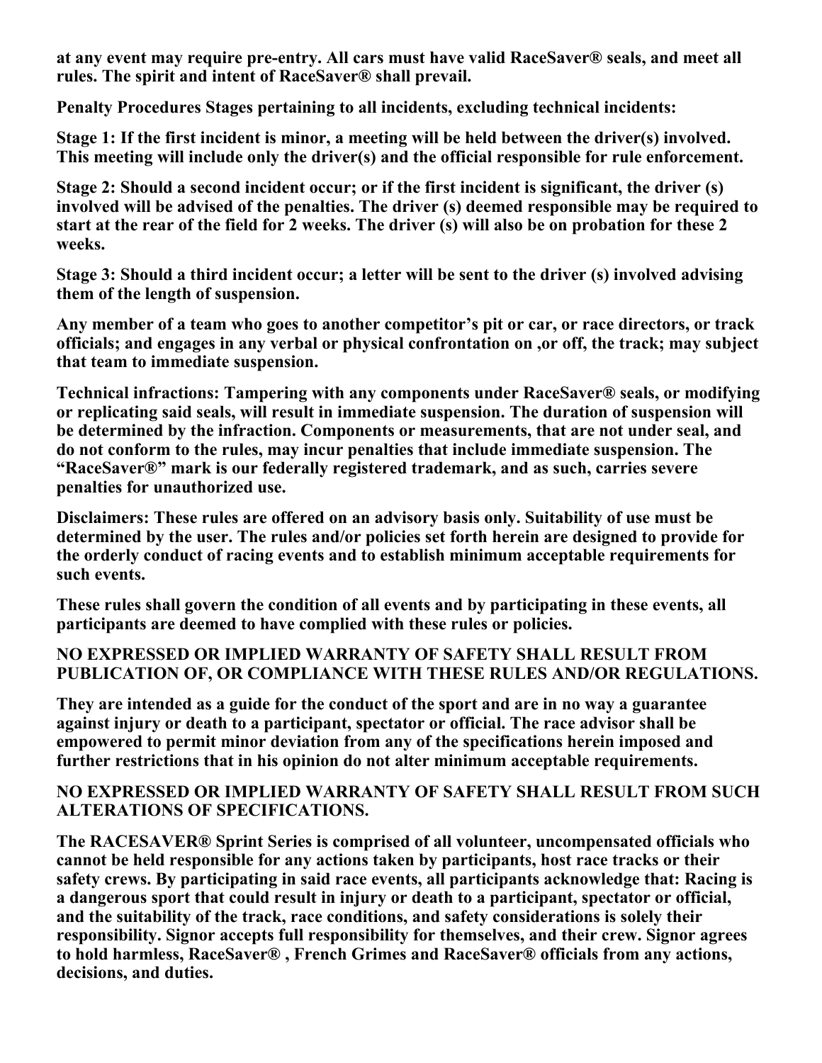**at any event may require pre-entry. All cars must have valid RaceSaver® seals, and meet all rules. The spirit and intent of RaceSaver® shall prevail.**

**Penalty Procedures Stages pertaining to all incidents, excluding technical incidents:**

**Stage 1: If the first incident is minor, a meeting will be held between the driver(s) involved. This meeting will include only the driver(s) and the official responsible for rule enforcement.**

**Stage 2: Should a second incident occur; or if the first incident is significant, the driver (s) involved will be advised of the penalties. The driver (s) deemed responsible may be required to start at the rear of the field for 2 weeks. The driver (s) will also be on probation for these 2 weeks.**

**Stage 3: Should a third incident occur; a letter will be sent to the driver (s) involved advising them of the length of suspension.**

**Any member of a team who goes to another competitor's pit or car, or race directors, or track officials; and engages in any verbal or physical confrontation on ,or off, the track; may subject that team to immediate suspension.**

**Technical infractions: Tampering with any components under RaceSaver® seals, or modifying or replicating said seals, will result in immediate suspension. The duration of suspension will be determined by the infraction. Components or measurements, that are not under seal, and do not conform to the rules, may incur penalties that include immediate suspension. The "RaceSaver®" mark is our federally registered trademark, and as such, carries severe penalties for unauthorized use.**

**Disclaimers: These rules are offered on an advisory basis only. Suitability of use must be determined by the user. The rules and/or policies set forth herein are designed to provide for the orderly conduct of racing events and to establish minimum acceptable requirements for such events.**

**These rules shall govern the condition of all events and by participating in these events, all participants are deemed to have complied with these rules or policies.**

**NO EXPRESSED OR IMPLIED WARRANTY OF SAFETY SHALL RESULT FROM PUBLICATION OF, OR COMPLIANCE WITH THESE RULES AND/OR REGULATIONS.**

**They are intended as a guide for the conduct of the sport and are in no way a guarantee against injury or death to a participant, spectator or official. The race advisor shall be empowered to permit minor deviation from any of the specifications herein imposed and further restrictions that in his opinion do not alter minimum acceptable requirements.**

**NO EXPRESSED OR IMPLIED WARRANTY OF SAFETY SHALL RESULT FROM SUCH ALTERATIONS OF SPECIFICATIONS.**

**The RACESAVER® Sprint Series is comprised of all volunteer, uncompensated officials who cannot be held responsible for any actions taken by participants, host race tracks or their safety crews. By participating in said race events, all participants acknowledge that: Racing is a dangerous sport that could result in injury or death to a participant, spectator or official, and the suitability of the track, race conditions, and safety considerations is solely their responsibility. Signor accepts full responsibility for themselves, and their crew. Signor agrees to hold harmless, RaceSaver® , French Grimes and RaceSaver® officials from any actions, decisions, and duties.**